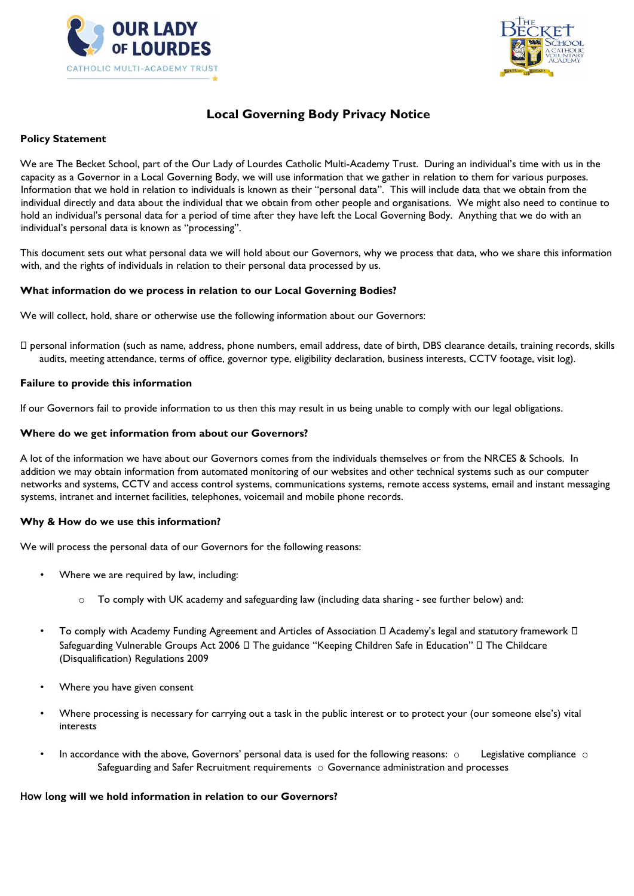# Local Governing Body Privacy Notice

**Policy Statement**

We are The Becket School, part of the Our Lady of Lourdes Catholic Multi-Academy Trust. During an individual's time with us in the capacity as a Governor in a Local Governing Body, we will use information that we gather in relation to them for various purposes. Information that we hold in relation to individuals is known as their "personal data". This will include data that we obtain from the individual directly and data about the individual that we obtain from other people and organisations. We might also need to continue to hold an individual's personal data for a period of time after they have left the Local Governing Body. Anything that we do with an individual's personal data is known as "processing".

This document sets out what personal data we will hold about our Governors, why we process that data, who we share this information with, and the rights of individuals in relation to their personal data processed by us.

**What information do we process in relation to our Local Governing Bodies?**

We will collect, hold, share or otherwise use the following information about our Governors:

- personal information (such as name, address, phone numbers, email address, date of birth, DBS clearance details, training records, skills audits, meeting attendance, terms of office, governor type, eligibility declaration, business interests, CCTV footage, visit log).

**Failure to provide this information**

If our Governors fail to provide information to us then this may result in us being unable to comply with our legal obligations.

**Where do we get information from about our Governors?**

A lot of the information we have about our Governors comes from the individuals themselves or from the NRCES & Schools. In addition we may obtain information from automated monitoring of our websites and other technical systems such as our computer networks and systems, CCTV and access control systems, communications systems, remote access systems, email and instant messaging systems, intranet and internet facilities, telephones, voicemail and mobile phone records.

**Why & How do we use this information?**

We will process the personal data of our Governors for the following reasons:

- Where we are required by law, including:
  - To comply with UK academy and safeguarding law (including data sharing - see further below) and:
- To comply with Academy Funding Agreement and Articles of Association; Academy's legal and statutory framework; Safeguarding Vulnerable Groups Act 2006; The guidance "Keeping Children Safe in Education"; The Childcare (Disqualification) Regulations 2009
- Where you have given consent
- Where processing is necessary for carrying out a task in the public interest or to protect your (our someone else's) vital interests
- In accordance with the above, Governors' personal data is used for the following reasons:
  - Legislative compliance
  - Safeguarding and Safer Recruitment requirements
  - Governance administration and processes

**How long will we hold information in relation to our Governors?**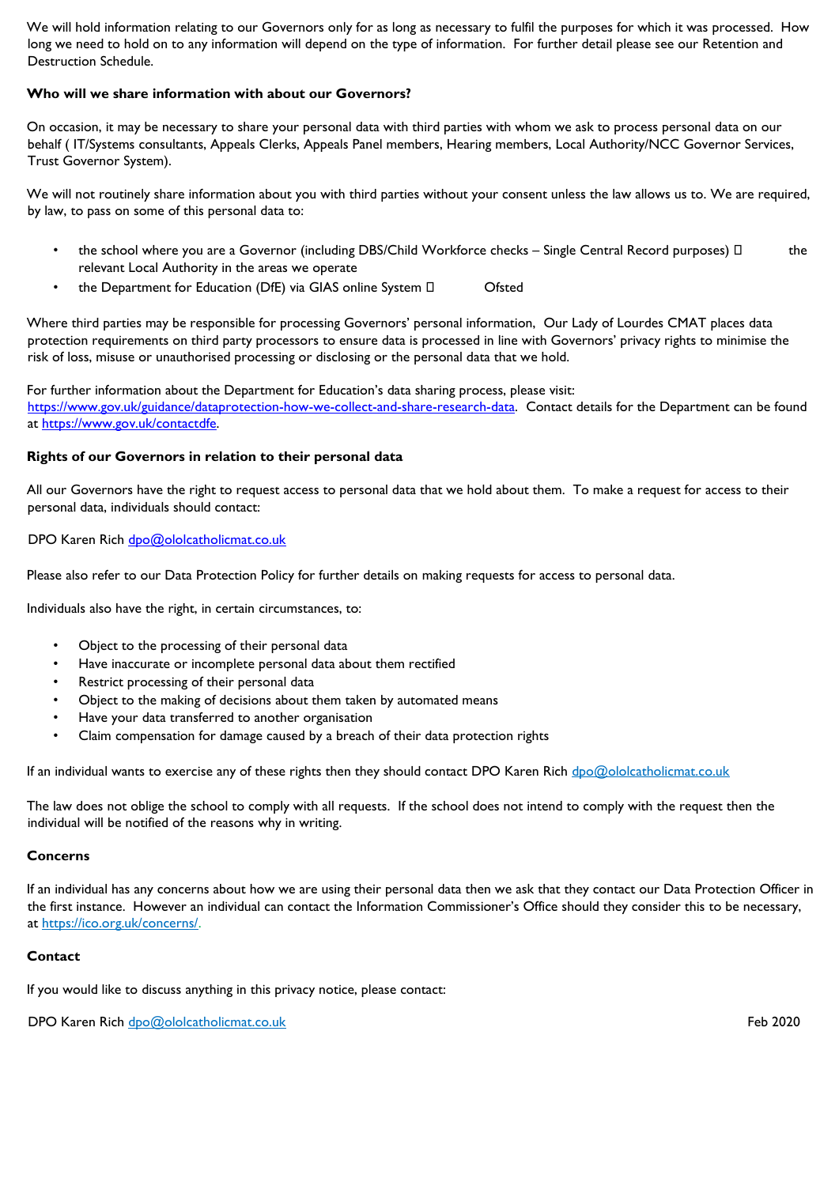We will hold information relating to our Governors only for as long as necessary to fulfil the purposes for which it was processed. How long we need to hold on to any information will depend on the type of information. For further detail please see our Retention and Destruction Schedule.

**Who will we share information with about our Governors?**

On occasion, it may be necessary to share your personal data with third parties with whom we ask to process personal data on our behalf ( IT/Systems consultants, Appeals Clerks, Appeals Panel members, Hearing members, Local Authority/NCC Governor Services, Trust Governor System).

We will not routinely share information about you with third parties without your consent unless the law allows us to. We are required, by law, to pass on some of this personal data to:

- the school where you are a Governor (including DBS/Child Workforce checks – Single Central Record purposes)  the relevant Local Authority in the areas we operate
- the Department for Education (DfE) via GIAS online System  Ofsted

Where third parties may be responsible for processing Governors' personal information, Our Lady of Lourdes CMAT places data protection requirements on third party processors to ensure data is processed in line with Governors' privacy rights to minimise the risk of loss, misuse or unauthorised processing or disclosing or the personal data that we hold.

For further information about the Department for Education's data sharing process, please visit: https://www.gov.uk/guidance/dataprotection-how-we-collect-and-share-research-data. Contact details for the Department can be found at https://www.gov.uk/contactdfe.

**Rights of our Governors in relation to their personal data**

All our Governors have the right to request access to personal data that we hold about them. To make a request for access to their personal data, individuals should contact:

DPO Karen Rich dpo@ololcatholicmat.co.uk

Please also refer to our Data Protection Policy for further details on making requests for access to personal data.

Individuals also have the right, in certain circumstances, to:

- Object to the processing of their personal data
- Have inaccurate or incomplete personal data about them rectified
- Restrict processing of their personal data
- Object to the making of decisions about them taken by automated means
- Have your data transferred to another organisation
- Claim compensation for damage caused by a breach of their data protection rights

If an individual wants to exercise any of these rights then they should contact DPO Karen Rich dpo@ololcatholicmat.co.uk

The law does not oblige the school to comply with all requests. If the school does not intend to comply with the request then the individual will be notified of the reasons why in writing.

**Concerns**

If an individual has any concerns about how we are using their personal data then we ask that they contact our Data Protection Officer in the first instance. However an individual can contact the Information Commissioner's Office should they consider this to be necessary, at https://ico.org.uk/concerns/.

**Contact**

If you would like to discuss anything in this privacy notice, please contact:

DPO Karen Rich dpo@ololcatholicmat.co.uk

Feb 2020